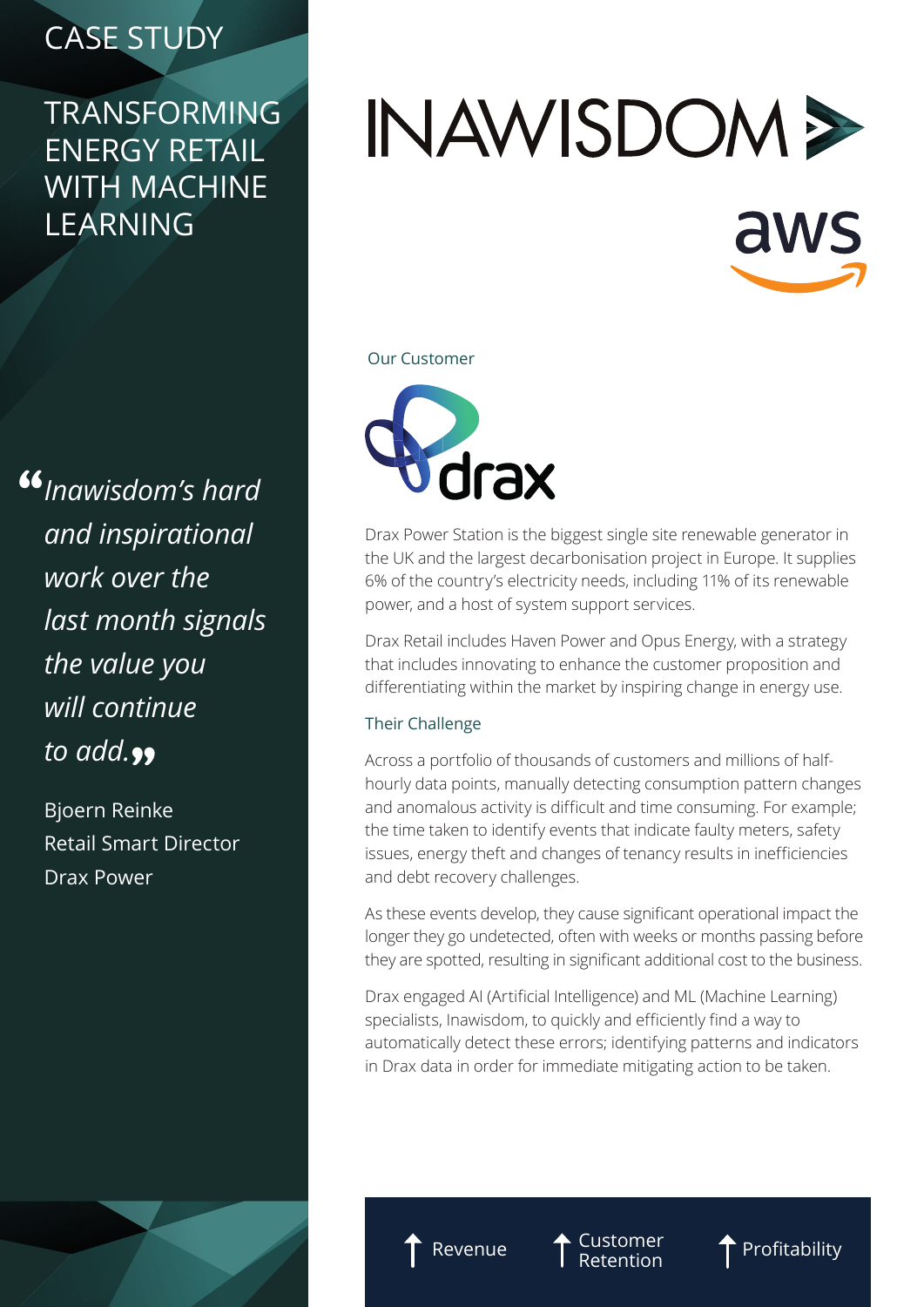CASE STUDY

# TRANSFORMING ENERGY RETAIL WITH MACHINE LEARNING

INAWISDOM

aws

> *"Inawisdom's hard and inspirational work over the last month signals the value you will continue to add."*
>
> Bjoern Reinke
> Retail Smart Director
> Drax Power

## Our Customer

drax

Drax Power Station is the biggest single site renewable generator in the UK and the largest decarbonisation project in Europe. It supplies 6% of the country's electricity needs, including 11% of its renewable power, and a host of system support services.

Drax Retail includes Haven Power and Opus Energy, with a strategy that includes innovating to enhance the customer proposition and differentiating within the market by inspiring change in energy use.

## Their Challenge

Across a portfolio of thousands of customers and millions of half-hourly data points, manually detecting consumption pattern changes and anomalous activity is difficult and time consuming. For example; the time taken to identify events that indicate faulty meters, safety issues, energy theft and changes of tenancy results in inefficiencies and debt recovery challenges.

As these events develop, they cause significant operational impact the longer they go undetected, often with weeks or months passing before they are spotted, resulting in significant additional cost to the business.

Drax engaged AI (Artificial Intelligence) and ML (Machine Learning) specialists, Inawisdom, to quickly and efficiently find a way to automatically detect these errors; identifying patterns and indicators in Drax data in order for immediate mitigating action to be taken.

↑ Revenue ↑ Customer Retention ↑ Profitability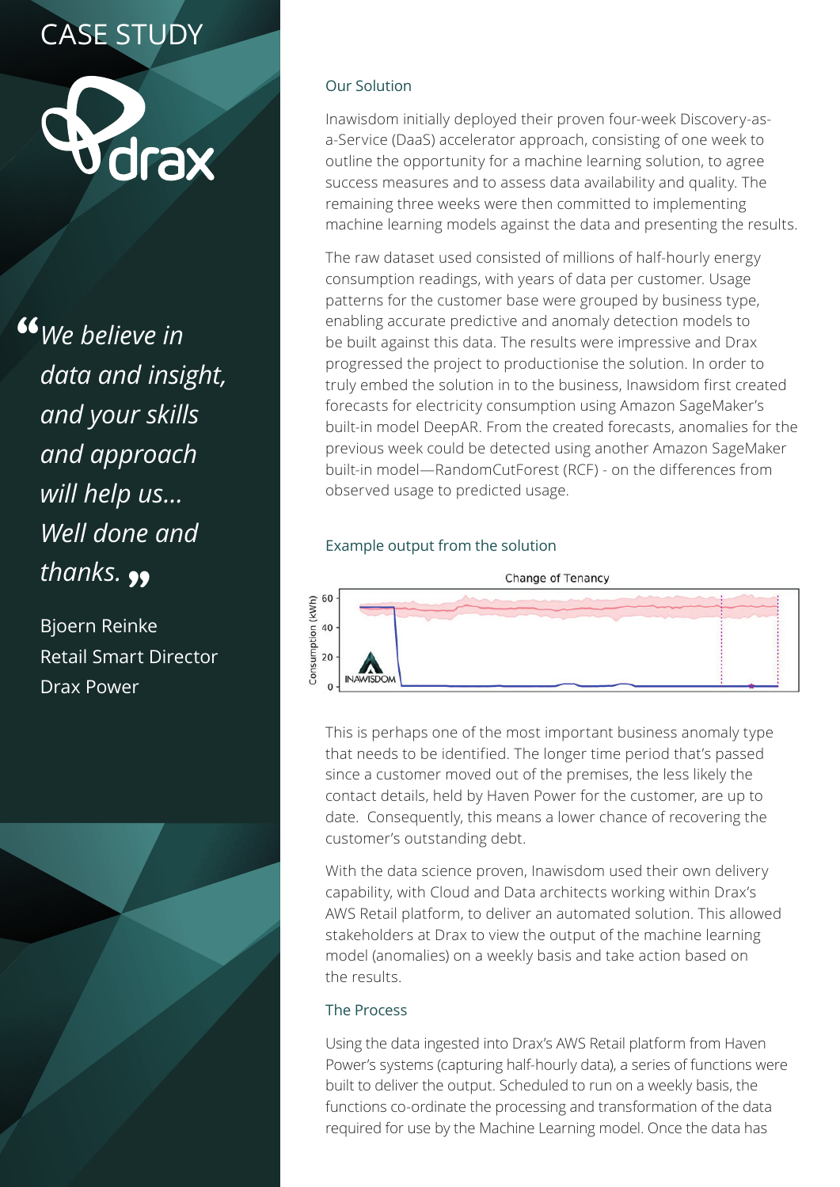# CASE STUDY

> *We believe in data and insight, and your skills and approach will help us... Well done and thanks.*

Bjoern Reinke
Retail Smart Director
Drax Power

## Our Solution

Inawisdom initially deployed their proven four-week Discovery-as-a-Service (DaaS) accelerator approach, consisting of one week to outline the opportunity for a machine learning solution, to agree success measures and to assess data availability and quality. The remaining three weeks were then committed to implementing machine learning models against the data and presenting the results.

The raw dataset used consisted of millions of half-hourly energy consumption readings, with years of data per customer. Usage patterns for the customer base were grouped by business type, enabling accurate predictive and anomaly detection models to be built against this data. The results were impressive and Drax progressed the project to productionise the solution. In order to truly embed the solution in to the business, Inawisdom first created forecasts for electricity consumption using Amazon SageMaker's built-in model DeepAR. From the created forecasts, anomalies for the previous week could be detected using another Amazon SageMaker built-in model—RandomCutForest (RCF) - on the differences from observed usage to predicted usage.

### Example output from the solution

This is perhaps one of the most important business anomaly type that needs to be identified. The longer time period that's passed since a customer moved out of the premises, the less likely the contact details, held by Haven Power for the customer, are up to date. Consequently, this means a lower chance of recovering the customer's outstanding debt.

With the data science proven, Inawisdom used their own delivery capability, with Cloud and Data architects working within Drax's AWS Retail platform, to deliver an automated solution. This allowed stakeholders at Drax to view the output of the machine learning model (anomalies) on a weekly basis and take action based on the results.

## The Process

Using the data ingested into Drax's AWS Retail platform from Haven Power's systems (capturing half-hourly data), a series of functions were built to deliver the output. Scheduled to run on a weekly basis, the functions co-ordinate the processing and transformation of the data required for use by the Machine Learning model. Once the data has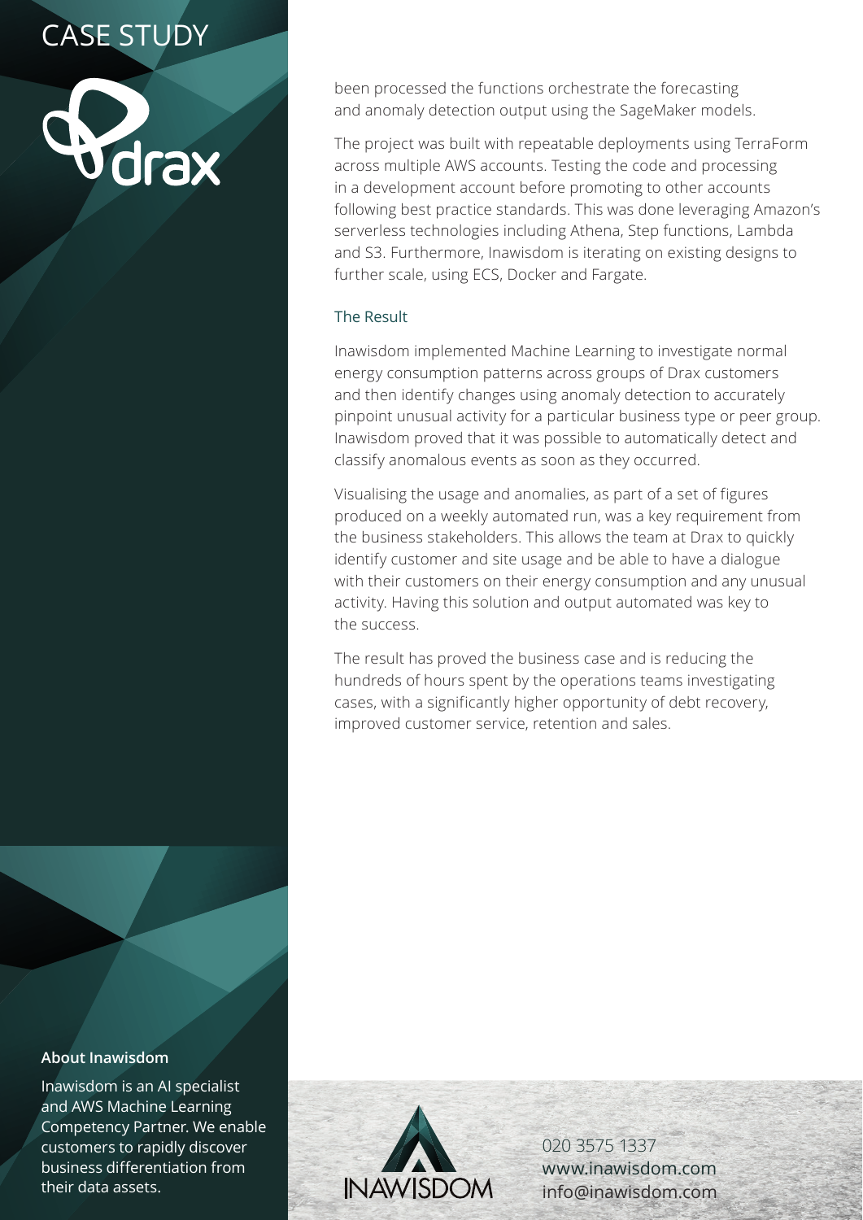been processed the functions orchestrate the forecasting and anomaly detection output using the SageMaker models.

The project was built with repeatable deployments using TerraForm across multiple AWS accounts. Testing the code and processing in a development account before promoting to other accounts following best practice standards. This was done leveraging Amazon's serverless technologies including Athena, Step functions, Lambda and S3. Furthermore, Inawisdom is iterating on existing designs to further scale, using ECS, Docker and Fargate.

## The Result

Inawisdom implemented Machine Learning to investigate normal energy consumption patterns across groups of Drax customers and then identify changes using anomaly detection to accurately pinpoint unusual activity for a particular business type or peer group. Inawisdom proved that it was possible to automatically detect and classify anomalous events as soon as they occurred.

Visualising the usage and anomalies, as part of a set of figures produced on a weekly automated run, was a key requirement from the business stakeholders. This allows the team at Drax to quickly identify customer and site usage and be able to have a dialogue with their customers on their energy consumption and any unusual activity. Having this solution and output automated was key to the success.

The result has proved the business case and is reducing the hundreds of hours spent by the operations teams investigating cases, with a significantly higher opportunity of debt recovery, improved customer service, retention and sales.

**About Inawisdom**

Inawisdom is an AI specialist and AWS Machine Learning Competency Partner. We enable customers to rapidly discover business differentiation from their data assets.

INAWISDOM

020 3575 1337
www.inawisdom.com
info@inawisdom.com